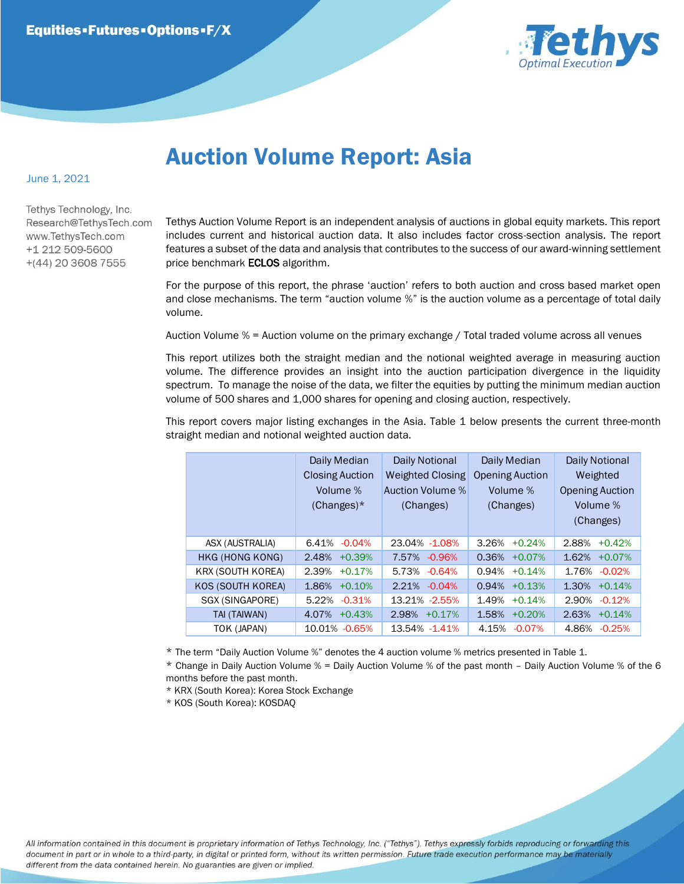Equities▪Futures▪Options▪F/X

Tethys Optimal Execution

# Auction Volume Report: Asia

June 1, 2021

Tethys Technology, Inc.
Research@TethysTech.com
www.TethysTech.com
+1 212 509-5600
+(44) 20 3608 7555

Tethys Auction Volume Report is an independent analysis of auctions in global equity markets. This report includes current and historical auction data. It also includes factor cross-section analysis. The report features a subset of the data and analysis that contributes to the success of our award-winning settlement price benchmark **ECLOS** algorithm.

For the purpose of this report, the phrase 'auction' refers to both auction and cross based market open and close mechanisms. The term "auction volume %" is the auction volume as a percentage of total daily volume.

Auction Volume % = Auction volume on the primary exchange / Total traded volume across all venues

This report utilizes both the straight median and the notional weighted average in measuring auction volume. The difference provides an insight into the auction participation divergence in the liquidity spectrum. To manage the noise of the data, we filter the equities by putting the minimum median auction volume of 500 shares and 1,000 shares for opening and closing auction, respectively.

This report covers major listing exchanges in the Asia. Table 1 below presents the current three-month straight median and notional weighted auction data.

| | Daily Median Closing Auction Volume % (Changes)* | Daily Notional Weighted Closing Auction Volume % (Changes) | Daily Median Opening Auction Volume % (Changes) | Daily Notional Weighted Opening Auction Volume % (Changes) |
|---|---|---|---|---|
| ASX (AUSTRALIA) | 6.41% -0.04% | 23.04% -1.08% | 3.26% +0.24% | 2.88% +0.42% |
| HKG (HONG KONG) | 2.48% +0.39% | 7.57% -0.96% | 0.36% +0.07% | 1.62% +0.07% |
| KRX (SOUTH KOREA) | 2.39% +0.17% | 5.73% -0.64% | 0.94% +0.14% | 1.76% -0.02% |
| KOS (SOUTH KOREA) | 1.86% +0.10% | 2.21% -0.04% | 0.94% +0.13% | 1.30% +0.14% |
| SGX (SINGAPORE) | 5.22% -0.31% | 13.21% -2.55% | 1.49% +0.14% | 2.90% -0.12% |
| TAI (TAIWAN) | 4.07% +0.43% | 2.98% +0.17% | 1.58% +0.20% | 2.63% +0.14% |
| TOK (JAPAN) | 10.01% -0.65% | 13.54% -1.41% | 4.15% -0.07% | 4.86% -0.25% |

* The term "Daily Auction Volume %" denotes the 4 auction volume % metrics presented in Table 1.
* Change in Daily Auction Volume % = Daily Auction Volume % of the past month – Daily Auction Volume % of the 6 months before the past month.
* KRX (South Korea): Korea Stock Exchange
* KOS (South Korea): KOSDAQ

*All information contained in this document is proprietary information of Tethys Technology, Inc. ("Tethys"). Tethys expressly forbids reproducing or forwarding this document in part or in whole to a third-party, in digital or printed form, without its written permission. Future trade execution performance may be materially different from the data contained herein. No guarantees are given or implied.*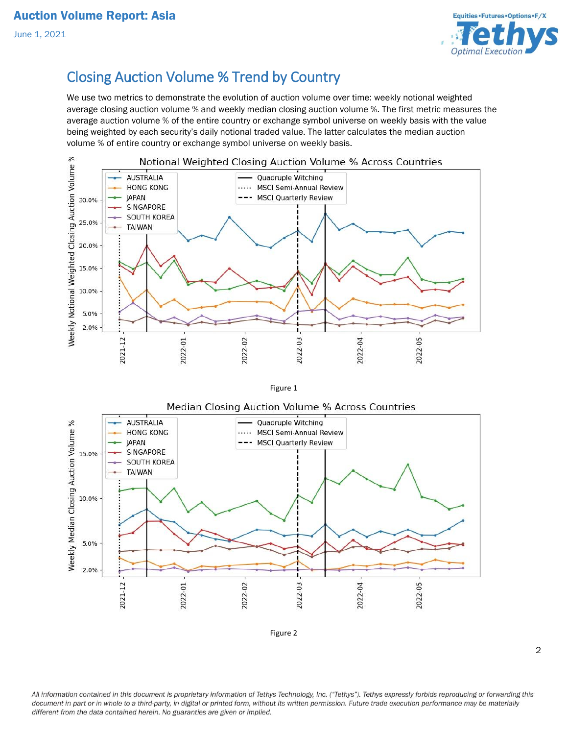# Closing Auction Volume % Trend by Country

We use two metrics to demonstrate the evolution of auction volume over time: weekly notional weighted average closing auction volume % and weekly median closing auction volume %. The first metric measures the average auction volume % of the entire country or exchange symbol universe on weekly basis with the value being weighted by each security's daily notional traded value. The latter calculates the median auction volume % of entire country or exchange symbol universe on weekly basis.

Notional Weighted Closing Auction Volume % Across Countries

AUSTRALIA
HONG KONG
JAPAN
SINGAPORE
SOUTH KOREA
TAIWAN

Quadruple Witching
MSCI Semi-Annual Review
MSCI Quarterly Review

Weekly Notional Weighted Closing Auction Volume %

30.0%
25.0%
20.0%
15.0%
10.0%
5.0%
2.0%

2021-12
2022-01
2022-02
2022-03
2022-04
2022-05

Figure 1

Median Closing Auction Volume % Across Countries

AUSTRALIA
HONG KONG
JAPAN
SINGAPORE
SOUTH KOREA
TAIWAN

Quadruple Witching
MSCI Semi-Annual Review
MSCI Quarterly Review

Weekly Median Closing Auction Volume %

15.0%
10.0%
5.0%
2.0%

2021-12
2022-01
2022-02
2022-03
2022-04
2022-05

Figure 2

*All information contained in this document is proprietary information of Tethys Technology, Inc. ("Tethys"). Tethys expressly forbids reproducing or forwarding this document in part or in whole to a third-party, in digital or printed form, without its written permission. Future trade execution performance may be materially different from the data contained herein. No guaranties are given or implied.*